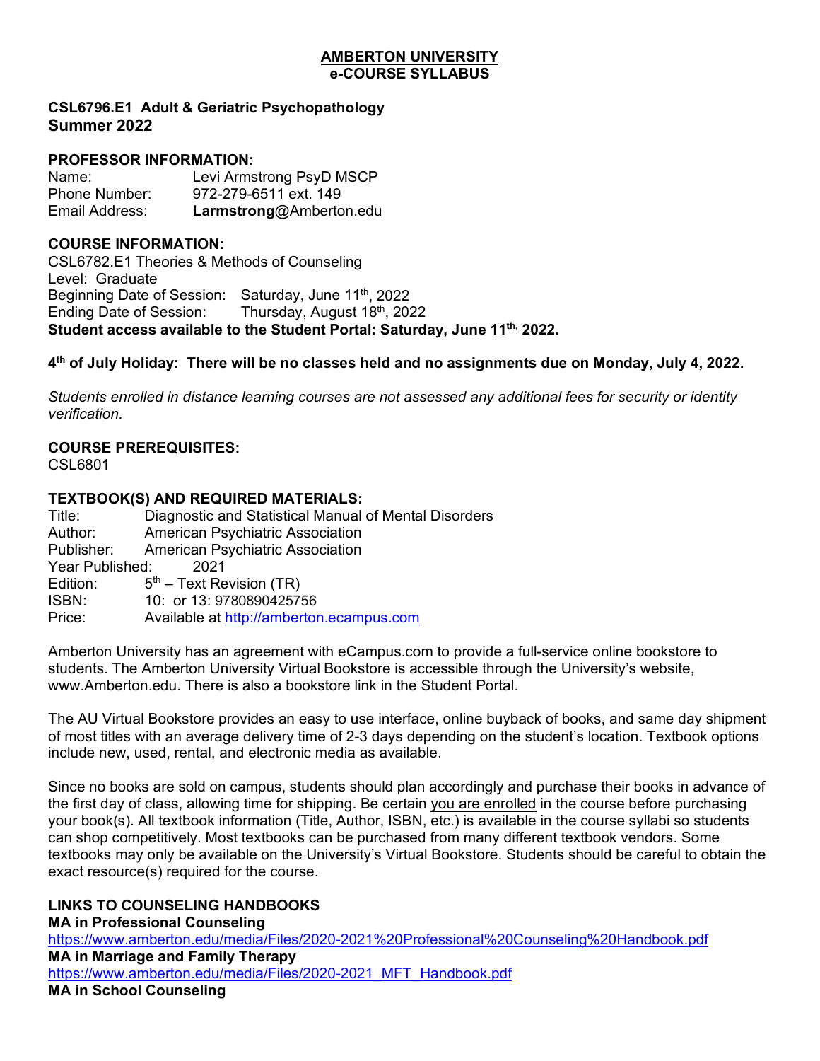# AMBERTON UNIVERSITY
## e-COURSE SYLLABUS

### CSL6796.E1 Adult & Geriatric Psychopathology
### Summer 2022

**PROFESSOR INFORMATION:**

Name: Levi Armstrong PsyD MSCP
Phone Number: 972-279-6511 ext. 149
Email Address: **Larmstrong**@Amberton.edu

**COURSE INFORMATION:**

CSL6782.E1 Theories & Methods of Counseling
Level: Graduate
Beginning Date of Session: Saturday, June 11th, 2022
Ending Date of Session: Thursday, August 18th, 2022
**Student access available to the Student Portal: Saturday, June 11th, 2022.**

**4th of July Holiday: There will be no classes held and no assignments due on Monday, July 4, 2022.**

*Students enrolled in distance learning courses are not assessed any additional fees for security or identity verification.*

**COURSE PREREQUISITES:**

CSL6801

**TEXTBOOK(S) AND REQUIRED MATERIALS:**

Title: Diagnostic and Statistical Manual of Mental Disorders
Author: American Psychiatric Association
Publisher: American Psychiatric Association
Year Published: 2021
Edition: 5th – Text Revision (TR)
ISBN: 10: or 13: 9780890425756
Price: Available at http://amberton.ecampus.com

Amberton University has an agreement with eCampus.com to provide a full-service online bookstore to students. The Amberton University Virtual Bookstore is accessible through the University's website, www.Amberton.edu. There is also a bookstore link in the Student Portal.

The AU Virtual Bookstore provides an easy to use interface, online buyback of books, and same day shipment of most titles with an average delivery time of 2-3 days depending on the student's location. Textbook options include new, used, rental, and electronic media as available.

Since no books are sold on campus, students should plan accordingly and purchase their books in advance of the first day of class, allowing time for shipping. Be certain you are enrolled in the course before purchasing your book(s). All textbook information (Title, Author, ISBN, etc.) is available in the course syllabi so students can shop competitively. Most textbooks can be purchased from many different textbook vendors. Some textbooks may only be available on the University's Virtual Bookstore. Students should be careful to obtain the exact resource(s) required for the course.

**LINKS TO COUNSELING HANDBOOKS**

**MA in Professional Counseling**
https://www.amberton.edu/media/Files/2020-2021%20Professional%20Counseling%20Handbook.pdf

**MA in Marriage and Family Therapy**
https://www.amberton.edu/media/Files/2020-2021_MFT_Handbook.pdf

**MA in School Counseling**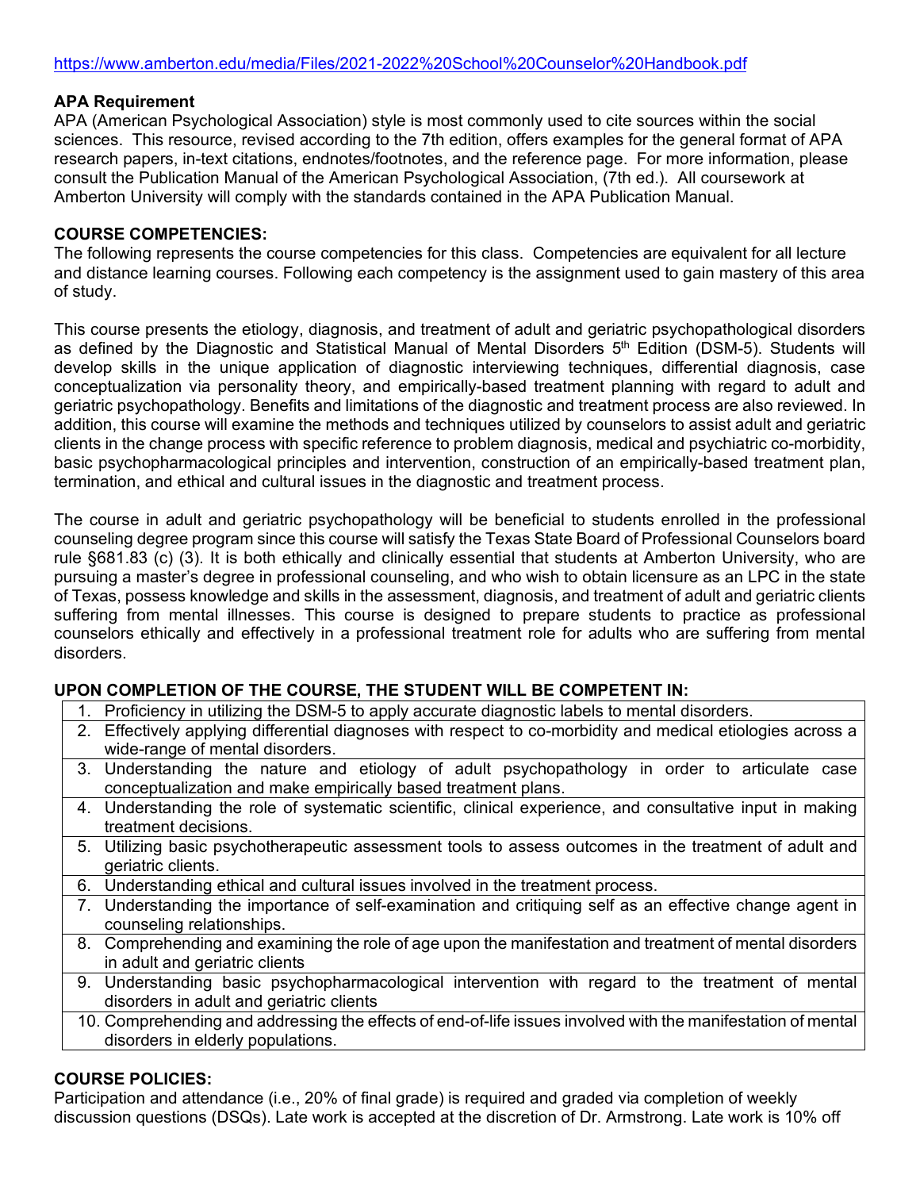https://www.amberton.edu/media/Files/2021-2022%20School%20Counselor%20Handbook.pdf

**APA Requirement**

APA (American Psychological Association) style is most commonly used to cite sources within the social sciences. This resource, revised according to the 7th edition, offers examples for the general format of APA research papers, in-text citations, endnotes/footnotes, and the reference page. For more information, please consult the Publication Manual of the American Psychological Association, (7th ed.). All coursework at Amberton University will comply with the standards contained in the APA Publication Manual.

**COURSE COMPETENCIES:**

The following represents the course competencies for this class. Competencies are equivalent for all lecture and distance learning courses. Following each competency is the assignment used to gain mastery of this area of study.

This course presents the etiology, diagnosis, and treatment of adult and geriatric psychopathological disorders as defined by the Diagnostic and Statistical Manual of Mental Disorders 5th Edition (DSM-5). Students will develop skills in the unique application of diagnostic interviewing techniques, differential diagnosis, case conceptualization via personality theory, and empirically-based treatment planning with regard to adult and geriatric psychopathology. Benefits and limitations of the diagnostic and treatment process are also reviewed. In addition, this course will examine the methods and techniques utilized by counselors to assist adult and geriatric clients in the change process with specific reference to problem diagnosis, medical and psychiatric co-morbidity, basic psychopharmacological principles and intervention, construction of an empirically-based treatment plan, termination, and ethical and cultural issues in the diagnostic and treatment process.

The course in adult and geriatric psychopathology will be beneficial to students enrolled in the professional counseling degree program since this course will satisfy the Texas State Board of Professional Counselors board rule §681.83 (c) (3). It is both ethically and clinically essential that students at Amberton University, who are pursuing a master's degree in professional counseling, and who wish to obtain licensure as an LPC in the state of Texas, possess knowledge and skills in the assessment, diagnosis, and treatment of adult and geriatric clients suffering from mental illnesses. This course is designed to prepare students to practice as professional counselors ethically and effectively in a professional treatment role for adults who are suffering from mental disorders.

**UPON COMPLETION OF THE COURSE, THE STUDENT WILL BE COMPETENT IN:**

1. Proficiency in utilizing the DSM-5 to apply accurate diagnostic labels to mental disorders.
2. Effectively applying differential diagnoses with respect to co-morbidity and medical etiologies across a wide-range of mental disorders.
3. Understanding the nature and etiology of adult psychopathology in order to articulate case conceptualization and make empirically based treatment plans.
4. Understanding the role of systematic scientific, clinical experience, and consultative input in making treatment decisions.
5. Utilizing basic psychotherapeutic assessment tools to assess outcomes in the treatment of adult and geriatric clients.
6. Understanding ethical and cultural issues involved in the treatment process.
7. Understanding the importance of self-examination and critiquing self as an effective change agent in counseling relationships.
8. Comprehending and examining the role of age upon the manifestation and treatment of mental disorders in adult and geriatric clients
9. Understanding basic psychopharmacological intervention with regard to the treatment of mental disorders in adult and geriatric clients
10. Comprehending and addressing the effects of end-of-life issues involved with the manifestation of mental disorders in elderly populations.

**COURSE POLICIES:**

Participation and attendance (i.e., 20% of final grade) is required and graded via completion of weekly discussion questions (DSQs). Late work is accepted at the discretion of Dr. Armstrong. Late work is 10% off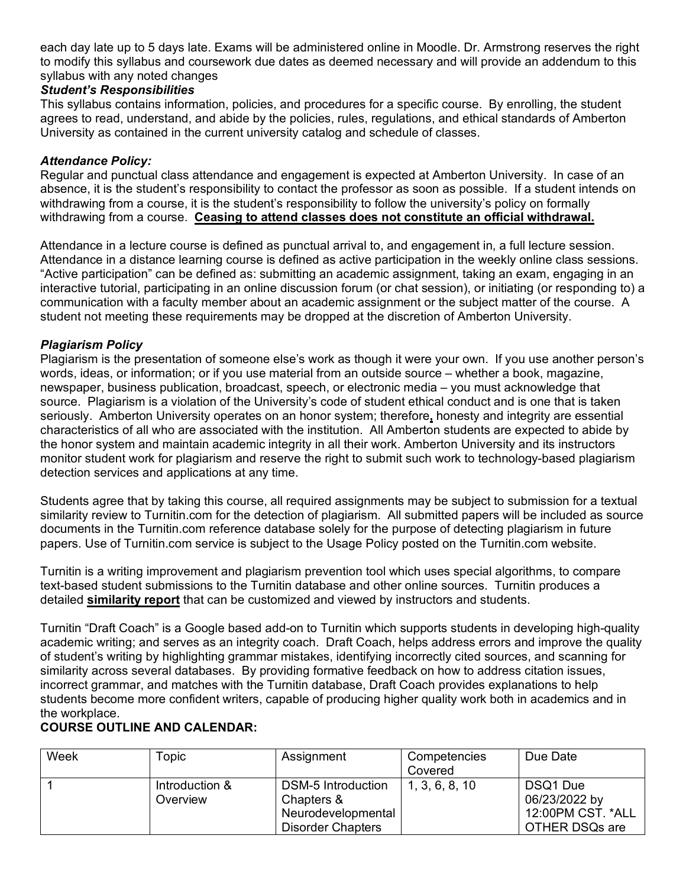each day late up to 5 days late. Exams will be administered online in Moodle. Dr. Armstrong reserves the right to modify this syllabus and coursework due dates as deemed necessary and will provide an addendum to this syllabus with any noted changes

***Student's Responsibilities***

This syllabus contains information, policies, and procedures for a specific course. By enrolling, the student agrees to read, understand, and abide by the policies, rules, regulations, and ethical standards of Amberton University as contained in the current university catalog and schedule of classes.

***Attendance Policy:***

Regular and punctual class attendance and engagement is expected at Amberton University. In case of an absence, it is the student's responsibility to contact the professor as soon as possible. If a student intends on withdrawing from a course, it is the student's responsibility to follow the university's policy on formally withdrawing from a course. **Ceasing to attend classes does not constitute an official withdrawal.**

Attendance in a lecture course is defined as punctual arrival to, and engagement in, a full lecture session. Attendance in a distance learning course is defined as active participation in the weekly online class sessions. "Active participation" can be defined as: submitting an academic assignment, taking an exam, engaging in an interactive tutorial, participating in an online discussion forum (or chat session), or initiating (or responding to) a communication with a faculty member about an academic assignment or the subject matter of the course. A student not meeting these requirements may be dropped at the discretion of Amberton University.

***Plagiarism Policy***

Plagiarism is the presentation of someone else's work as though it were your own. If you use another person's words, ideas, or information; or if you use material from an outside source – whether a book, magazine, newspaper, business publication, broadcast, speech, or electronic media – you must acknowledge that source. Plagiarism is a violation of the University's code of student ethical conduct and is one that is taken seriously. Amberton University operates on an honor system; therefore**,** honesty and integrity are essential characteristics of all who are associated with the institution. All Amberton students are expected to abide by the honor system and maintain academic integrity in all their work. Amberton University and its instructors monitor student work for plagiarism and reserve the right to submit such work to technology-based plagiarism detection services and applications at any time.

Students agree that by taking this course, all required assignments may be subject to submission for a textual similarity review to Turnitin.com for the detection of plagiarism. All submitted papers will be included as source documents in the Turnitin.com reference database solely for the purpose of detecting plagiarism in future papers. Use of Turnitin.com service is subject to the Usage Policy posted on the Turnitin.com website.

Turnitin is a writing improvement and plagiarism prevention tool which uses special algorithms, to compare text-based student submissions to the Turnitin database and other online sources. Turnitin produces a detailed **similarity report** that can be customized and viewed by instructors and students.

Turnitin "Draft Coach" is a Google based add-on to Turnitin which supports students in developing high-quality academic writing; and serves as an integrity coach. Draft Coach, helps address errors and improve the quality of student's writing by highlighting grammar mistakes, identifying incorrectly cited sources, and scanning for similarity across several databases. By providing formative feedback on how to address citation issues, incorrect grammar, and matches with the Turnitin database, Draft Coach provides explanations to help students become more confident writers, capable of producing higher quality work both in academics and in the workplace.

**COURSE OUTLINE AND CALENDAR:**

| Week | Topic | Assignment | Competencies Covered | Due Date |
|---|---|---|---|---|
| 1 | Introduction & Overview | DSM-5 Introduction Chapters & Neurodevelopmental Disorder Chapters | 1, 3, 6, 8, 10 | DSQ1 Due 06/23/2022 by 12:00PM CST. *ALL OTHER DSQs are |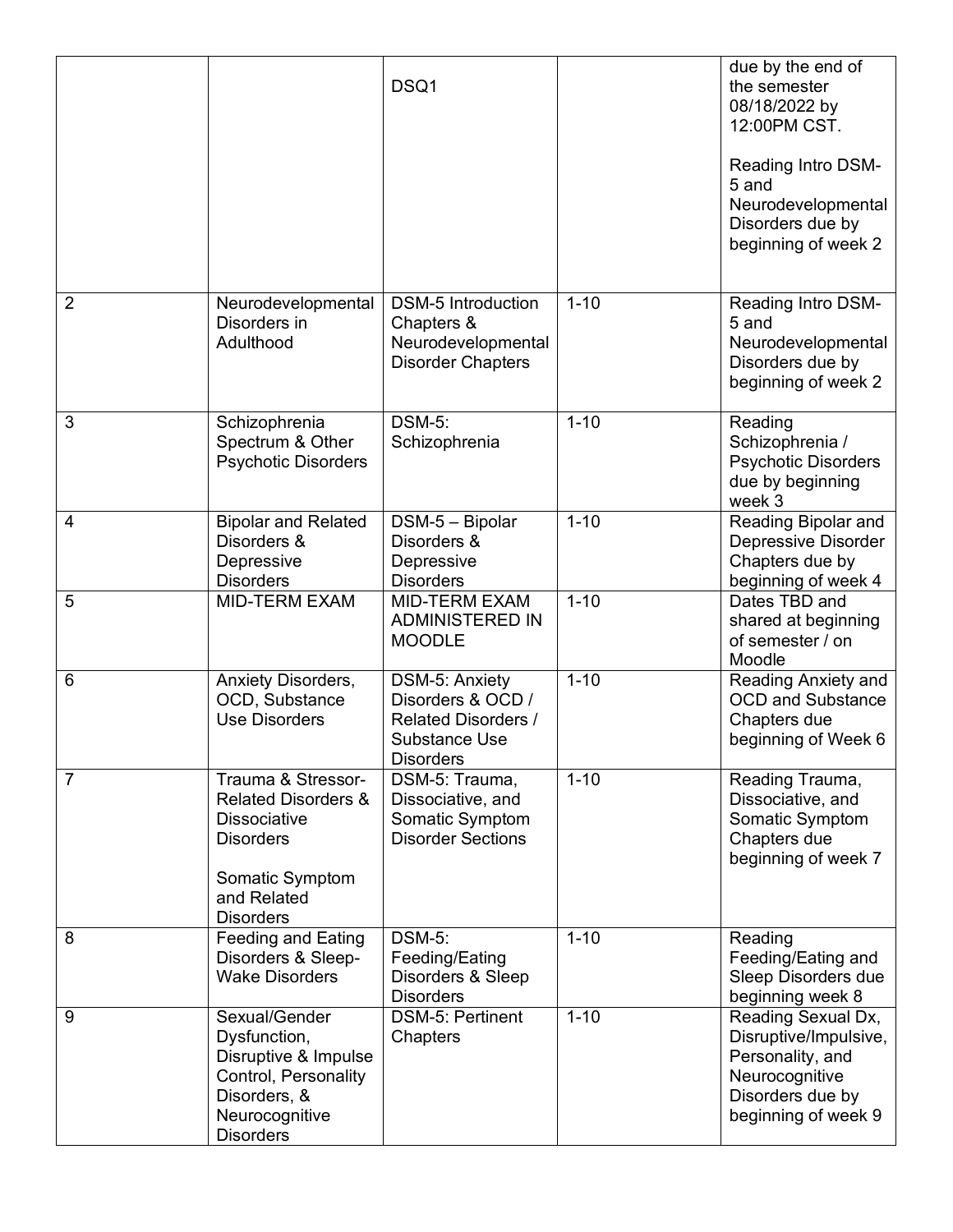| | | | | |
|---|---|---|---|---|
| | | DSQ1 | | due by the end of the semester 08/18/2022 by 12:00PM CST.<br><br>Reading Intro DSM-5 and Neurodevelopmental Disorders due by beginning of week 2 |
| 2 | Neurodevelopmental Disorders in Adulthood | DSM-5 Introduction Chapters & Neurodevelopmental Disorder Chapters | 1-10 | Reading Intro DSM-5 and Neurodevelopmental Disorders due by beginning of week 2 |
| 3 | Schizophrenia Spectrum & Other Psychotic Disorders | DSM-5: Schizophrenia | 1-10 | Reading Schizophrenia / Psychotic Disorders due by beginning week 3 |
| 4 | Bipolar and Related Disorders & Depressive Disorders | DSM-5 – Bipolar Disorders & Depressive Disorders | 1-10 | Reading Bipolar and Depressive Disorder Chapters due by beginning of week 4 |
| 5 | MID-TERM EXAM | MID-TERM EXAM ADMINISTERED IN MOODLE | 1-10 | Dates TBD and shared at beginning of semester / on Moodle |
| 6 | Anxiety Disorders, OCD, Substance Use Disorders | DSM-5: Anxiety Disorders & OCD / Related Disorders / Substance Use Disorders | 1-10 | Reading Anxiety and OCD and Substance Chapters due beginning of Week 6 |
| 7 | Trauma & Stressor-Related Disorders & Dissociative Disorders<br><br>Somatic Symptom and Related Disorders | DSM-5: Trauma, Dissociative, and Somatic Symptom Disorder Sections | 1-10 | Reading Trauma, Dissociative, and Somatic Symptom Chapters due beginning of week 7 |
| 8 | Feeding and Eating Disorders & Sleep-Wake Disorders | DSM-5: Feeding/Eating Disorders & Sleep Disorders | 1-10 | Reading Feeding/Eating and Sleep Disorders due beginning week 8 |
| 9 | Sexual/Gender Dysfunction, Disruptive & Impulse Control, Personality Disorders, & Neurocognitive Disorders | DSM-5: Pertinent Chapters | 1-10 | Reading Sexual Dx, Disruptive/Impulsive, Personality, and Neurocognitive Disorders due by beginning of week 9 |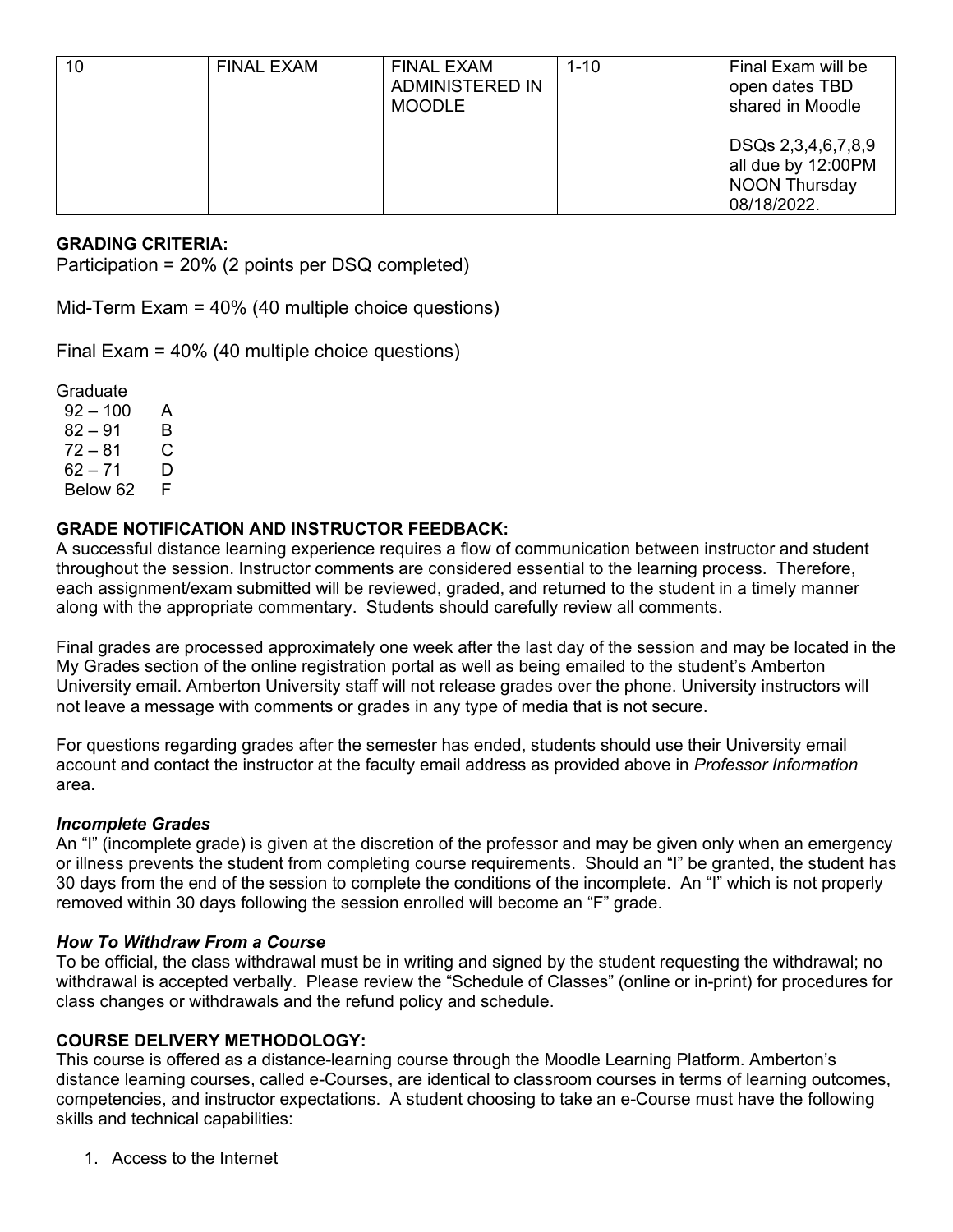| | | | | |
|---|---|---|---|---|
| 10 | FINAL EXAM | FINAL EXAM ADMINISTERED IN MOODLE | 1-10 | Final Exam will be open dates TBD shared in Moodle<br><br>DSQs 2,3,4,6,7,8,9 all due by 12:00PM NOON Thursday 08/18/2022. |

**GRADING CRITERIA:**
Participation = 20% (2 points per DSQ completed)

Mid-Term Exam = 40% (40 multiple choice questions)

Final Exam = 40% (40 multiple choice questions)

Graduate

| | |
|---|---|
| 92 – 100 | A |
| 82 – 91 | B |
| 72 – 81 | C |
| 62 – 71 | D |
| Below 62 | F |

**GRADE NOTIFICATION AND INSTRUCTOR FEEDBACK:**
A successful distance learning experience requires a flow of communication between instructor and student throughout the session. Instructor comments are considered essential to the learning process. Therefore, each assignment/exam submitted will be reviewed, graded, and returned to the student in a timely manner along with the appropriate commentary. Students should carefully review all comments.

Final grades are processed approximately one week after the last day of the session and may be located in the My Grades section of the online registration portal as well as being emailed to the student's Amberton University email. Amberton University staff will not release grades over the phone. University instructors will not leave a message with comments or grades in any type of media that is not secure.

For questions regarding grades after the semester has ended, students should use their University email account and contact the instructor at the faculty email address as provided above in *Professor Information* area.

***Incomplete Grades***
An "I" (incomplete grade) is given at the discretion of the professor and may be given only when an emergency or illness prevents the student from completing course requirements. Should an "I" be granted, the student has 30 days from the end of the session to complete the conditions of the incomplete. An "I" which is not properly removed within 30 days following the session enrolled will become an "F" grade.

***How To Withdraw From a Course***
To be official, the class withdrawal must be in writing and signed by the student requesting the withdrawal; no withdrawal is accepted verbally. Please review the "Schedule of Classes" (online or in-print) for procedures for class changes or withdrawals and the refund policy and schedule.

**COURSE DELIVERY METHODOLOGY:**
This course is offered as a distance-learning course through the Moodle Learning Platform. Amberton's distance learning courses, called e-Courses, are identical to classroom courses in terms of learning outcomes, competencies, and instructor expectations. A student choosing to take an e-Course must have the following skills and technical capabilities:

1. Access to the Internet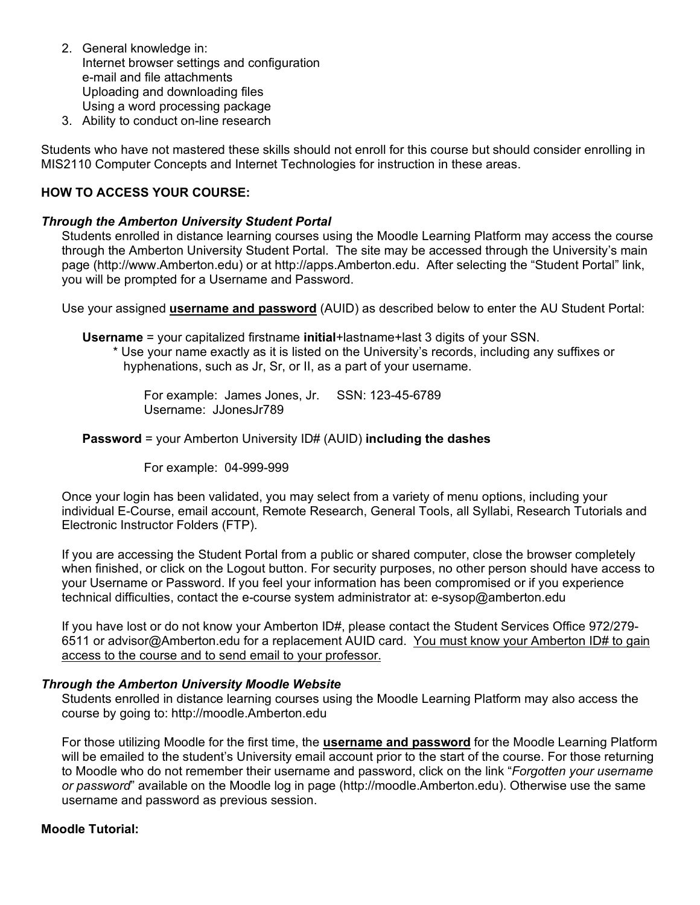2. General knowledge in:
   Internet browser settings and configuration
   e-mail and file attachments
   Uploading and downloading files
   Using a word processing package
3. Ability to conduct on-line research

Students who have not mastered these skills should not enroll for this course but should consider enrolling in MIS2110 Computer Concepts and Internet Technologies for instruction in these areas.

**HOW TO ACCESS YOUR COURSE:**

***Through the Amberton University Student Portal***

Students enrolled in distance learning courses using the Moodle Learning Platform may access the course through the Amberton University Student Portal. The site may be accessed through the University's main page (http://www.Amberton.edu) or at http://apps.Amberton.edu. After selecting the "Student Portal" link, you will be prompted for a Username and Password.

Use your assigned **username and password** (AUID) as described below to enter the AU Student Portal:

**Username** = your capitalized firstname **initial**+lastname+last 3 digits of your SSN.

\* Use your name exactly as it is listed on the University's records, including any suffixes or hyphenations, such as Jr, Sr, or II, as a part of your username.

For example: James Jones, Jr. SSN: 123-45-6789
Username: JJonesJr789

**Password** = your Amberton University ID# (AUID) **including the dashes**

For example: 04-999-999

Once your login has been validated, you may select from a variety of menu options, including your individual E-Course, email account, Remote Research, General Tools, all Syllabi, Research Tutorials and Electronic Instructor Folders (FTP).

If you are accessing the Student Portal from a public or shared computer, close the browser completely when finished, or click on the Logout button. For security purposes, no other person should have access to your Username or Password. If you feel your information has been compromised or if you experience technical difficulties, contact the e-course system administrator at: e-sysop@amberton.edu

If you have lost or do not know your Amberton ID#, please contact the Student Services Office 972/279-6511 or advisor@Amberton.edu for a replacement AUID card. <u>You must know your Amberton ID# to gain access to the course and to send email to your professor.</u>

***Through the Amberton University Moodle Website***

Students enrolled in distance learning courses using the Moodle Learning Platform may also access the course by going to: http://moodle.Amberton.edu

For those utilizing Moodle for the first time, the **username and password** for the Moodle Learning Platform will be emailed to the student's University email account prior to the start of the course. For those returning to Moodle who do not remember their username and password, click on the link "*Forgotten your username or password*" available on the Moodle log in page (http://moodle.Amberton.edu). Otherwise use the same username and password as previous session.

**Moodle Tutorial:**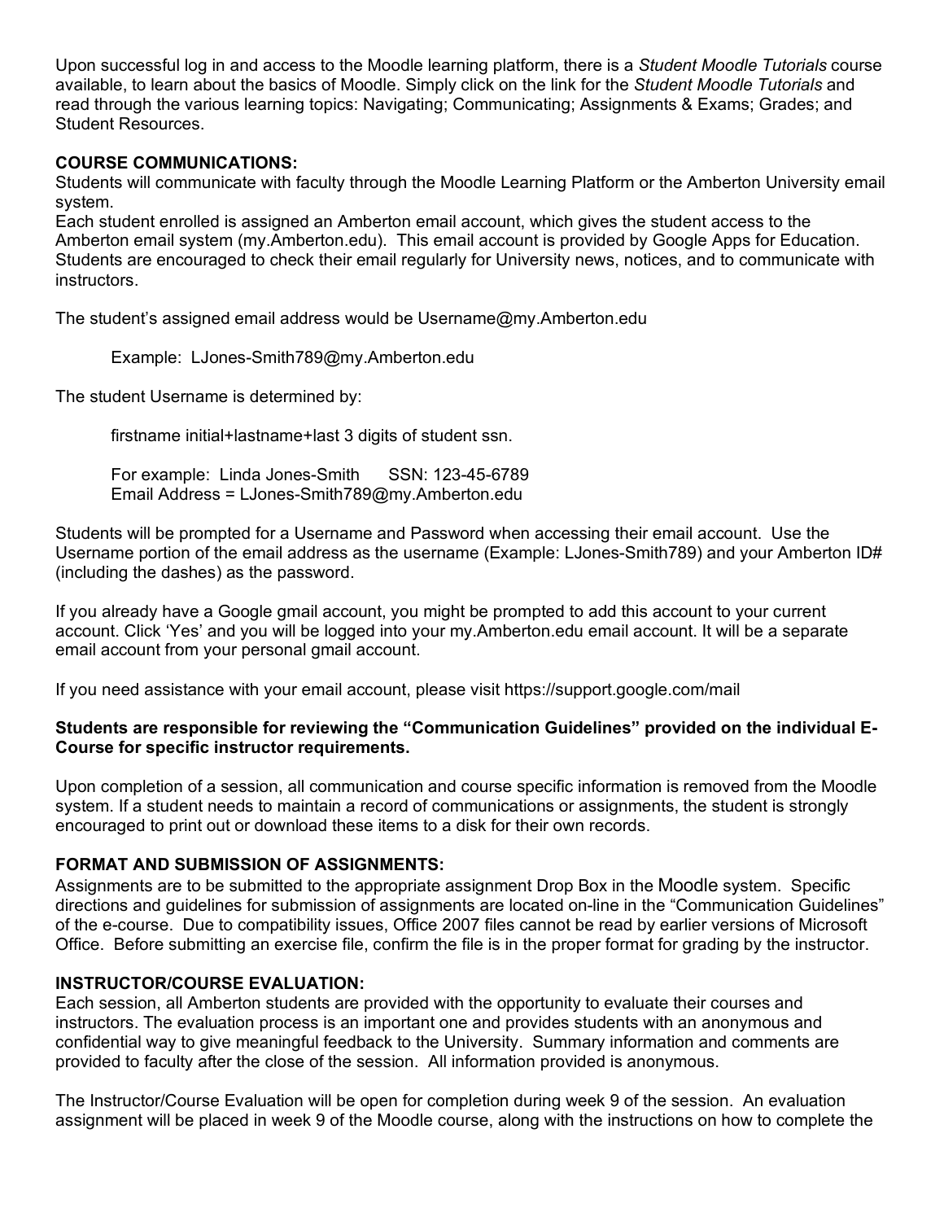Upon successful log in and access to the Moodle learning platform, there is a *Student Moodle Tutorials* course available, to learn about the basics of Moodle. Simply click on the link for the *Student Moodle Tutorials* and read through the various learning topics: Navigating; Communicating; Assignments & Exams; Grades; and Student Resources.

**COURSE COMMUNICATIONS:**
Students will communicate with faculty through the Moodle Learning Platform or the Amberton University email system.
Each student enrolled is assigned an Amberton email account, which gives the student access to the Amberton email system (my.Amberton.edu). This email account is provided by Google Apps for Education. Students are encouraged to check their email regularly for University news, notices, and to communicate with instructors.

The student's assigned email address would be Username@my.Amberton.edu

> Example: LJones-Smith789@my.Amberton.edu

The student Username is determined by:

> firstname initial+lastname+last 3 digits of student ssn.
>
> For example: Linda Jones-Smith SSN: 123-45-6789
> Email Address = LJones-Smith789@my.Amberton.edu

Students will be prompted for a Username and Password when accessing their email account. Use the Username portion of the email address as the username (Example: LJones-Smith789) and your Amberton ID# (including the dashes) as the password.

If you already have a Google gmail account, you might be prompted to add this account to your current account. Click 'Yes' and you will be logged into your my.Amberton.edu email account. It will be a separate email account from your personal gmail account.

If you need assistance with your email account, please visit https://support.google.com/mail

**Students are responsible for reviewing the "Communication Guidelines" provided on the individual E-Course for specific instructor requirements.**

Upon completion of a session, all communication and course specific information is removed from the Moodle system. If a student needs to maintain a record of communications or assignments, the student is strongly encouraged to print out or download these items to a disk for their own records.

**FORMAT AND SUBMISSION OF ASSIGNMENTS:**
Assignments are to be submitted to the appropriate assignment Drop Box in the Moodle system. Specific directions and guidelines for submission of assignments are located on-line in the "Communication Guidelines" of the e-course. Due to compatibility issues, Office 2007 files cannot be read by earlier versions of Microsoft Office. Before submitting an exercise file, confirm the file is in the proper format for grading by the instructor.

**INSTRUCTOR/COURSE EVALUATION:**
Each session, all Amberton students are provided with the opportunity to evaluate their courses and instructors. The evaluation process is an important one and provides students with an anonymous and confidential way to give meaningful feedback to the University. Summary information and comments are provided to faculty after the close of the session. All information provided is anonymous.

The Instructor/Course Evaluation will be open for completion during week 9 of the session. An evaluation assignment will be placed in week 9 of the Moodle course, along with the instructions on how to complete the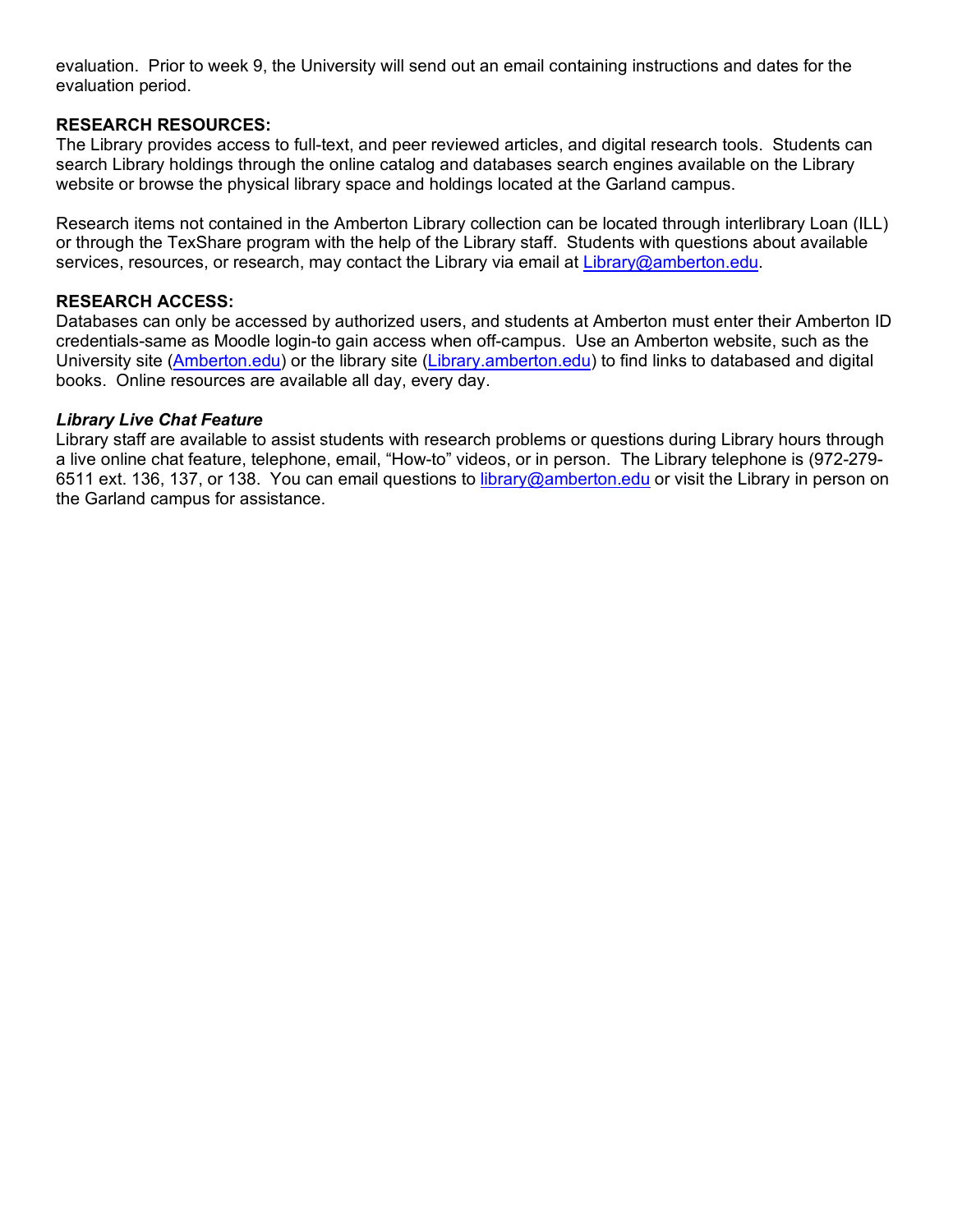evaluation. Prior to week 9, the University will send out an email containing instructions and dates for the evaluation period.

**RESEARCH RESOURCES:**

The Library provides access to full-text, and peer reviewed articles, and digital research tools. Students can search Library holdings through the online catalog and databases search engines available on the Library website or browse the physical library space and holdings located at the Garland campus.

Research items not contained in the Amberton Library collection can be located through interlibrary Loan (ILL) or through the TexShare program with the help of the Library staff. Students with questions about available services, resources, or research, may contact the Library via email at Library@amberton.edu.

**RESEARCH ACCESS:**

Databases can only be accessed by authorized users, and students at Amberton must enter their Amberton ID credentials-same as Moodle login-to gain access when off-campus. Use an Amberton website, such as the University site (Amberton.edu) or the library site (Library.amberton.edu) to find links to databased and digital books. Online resources are available all day, every day.

***Library Live Chat Feature***

Library staff are available to assist students with research problems or questions during Library hours through a live online chat feature, telephone, email, "How-to" videos, or in person. The Library telephone is (972-279-6511 ext. 136, 137, or 138. You can email questions to library@amberton.edu or visit the Library in person on the Garland campus for assistance.